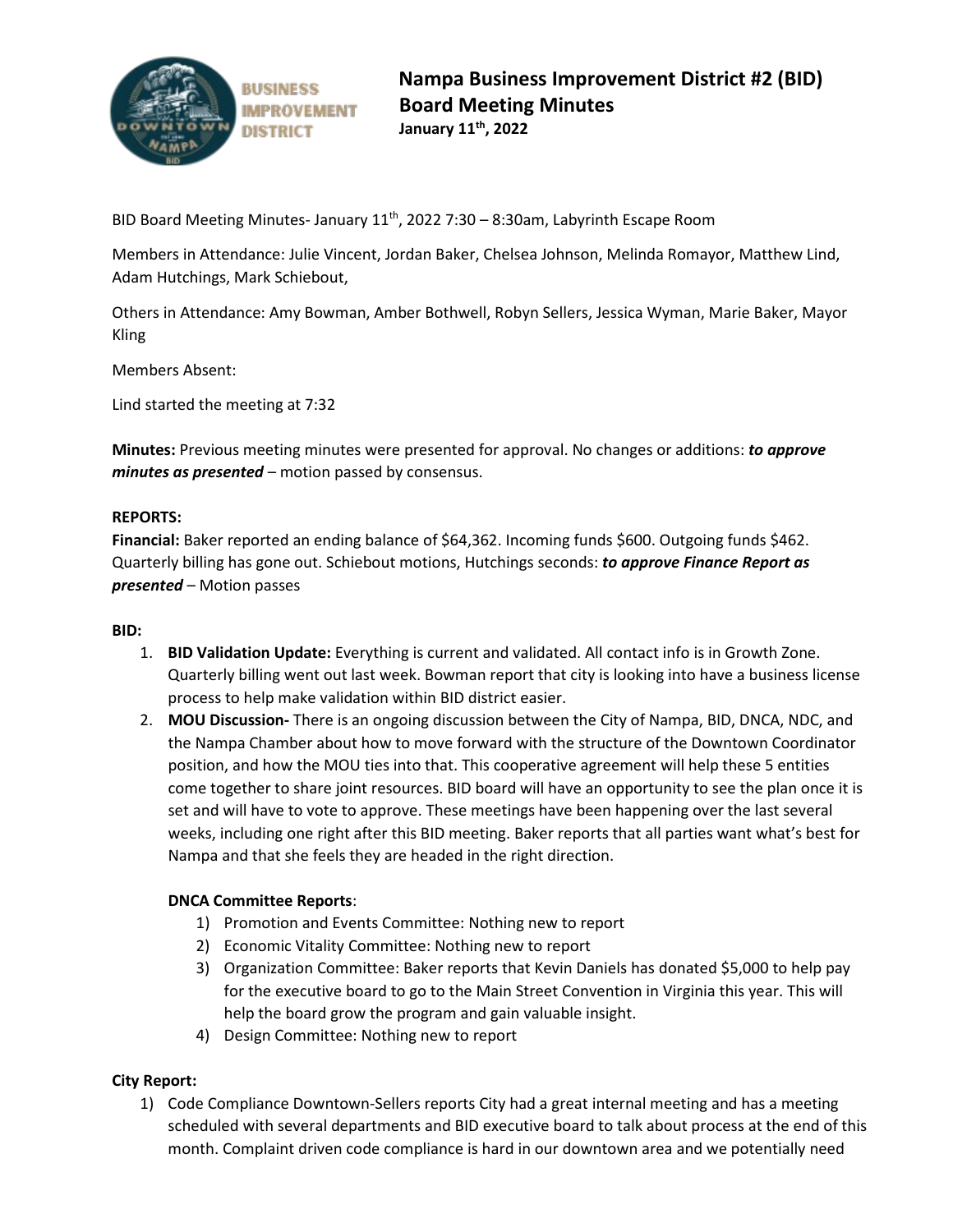# Nampa Business Improvement District #2 (BID) Board Meeting Minutes

**January 11th, 2022**

BID Board Meeting Minutes- January 11th, 2022 7:30 – 8:30am, Labyrinth Escape Room

Members in Attendance: Julie Vincent, Jordan Baker, Chelsea Johnson, Melinda Romayor, Matthew Lind, Adam Hutchings, Mark Schiebout,

Others in Attendance: Amy Bowman, Amber Bothwell, Robyn Sellers, Jessica Wyman, Marie Baker, Mayor Kling

Members Absent:

Lind started the meeting at 7:32

**Minutes:** Previous meeting minutes were presented for approval. No changes or additions: ***to approve minutes as presented*** – motion passed by consensus.

**REPORTS:**

**Financial:** Baker reported an ending balance of $64,362. Incoming funds $600. Outgoing funds $462. Quarterly billing has gone out. Schiebout motions, Hutchings seconds: ***to approve Finance Report as presented*** – Motion passes

**BID:**

1. **BID Validation Update:** Everything is current and validated. All contact info is in Growth Zone. Quarterly billing went out last week. Bowman report that city is looking into have a business license process to help make validation within BID district easier.
2. **MOU Discussion-** There is an ongoing discussion between the City of Nampa, BID, DNCA, NDC, and the Nampa Chamber about how to move forward with the structure of the Downtown Coordinator position, and how the MOU ties into that. This cooperative agreement will help these 5 entities come together to share joint resources. BID board will have an opportunity to see the plan once it is set and will have to vote to approve. These meetings have been happening over the last several weeks, including one right after this BID meeting. Baker reports that all parties want what's best for Nampa and that she feels they are headed in the right direction.

   **DNCA Committee Reports**:

   1) Promotion and Events Committee: Nothing new to report
   2) Economic Vitality Committee: Nothing new to report
   3) Organization Committee: Baker reports that Kevin Daniels has donated $5,000 to help pay for the executive board to go to the Main Street Convention in Virginia this year. This will help the board grow the program and gain valuable insight.
   4) Design Committee: Nothing new to report

**City Report:**

1) Code Compliance Downtown-Sellers reports City had a great internal meeting and has a meeting scheduled with several departments and BID executive board to talk about process at the end of this month. Complaint driven code compliance is hard in our downtown area and we potentially need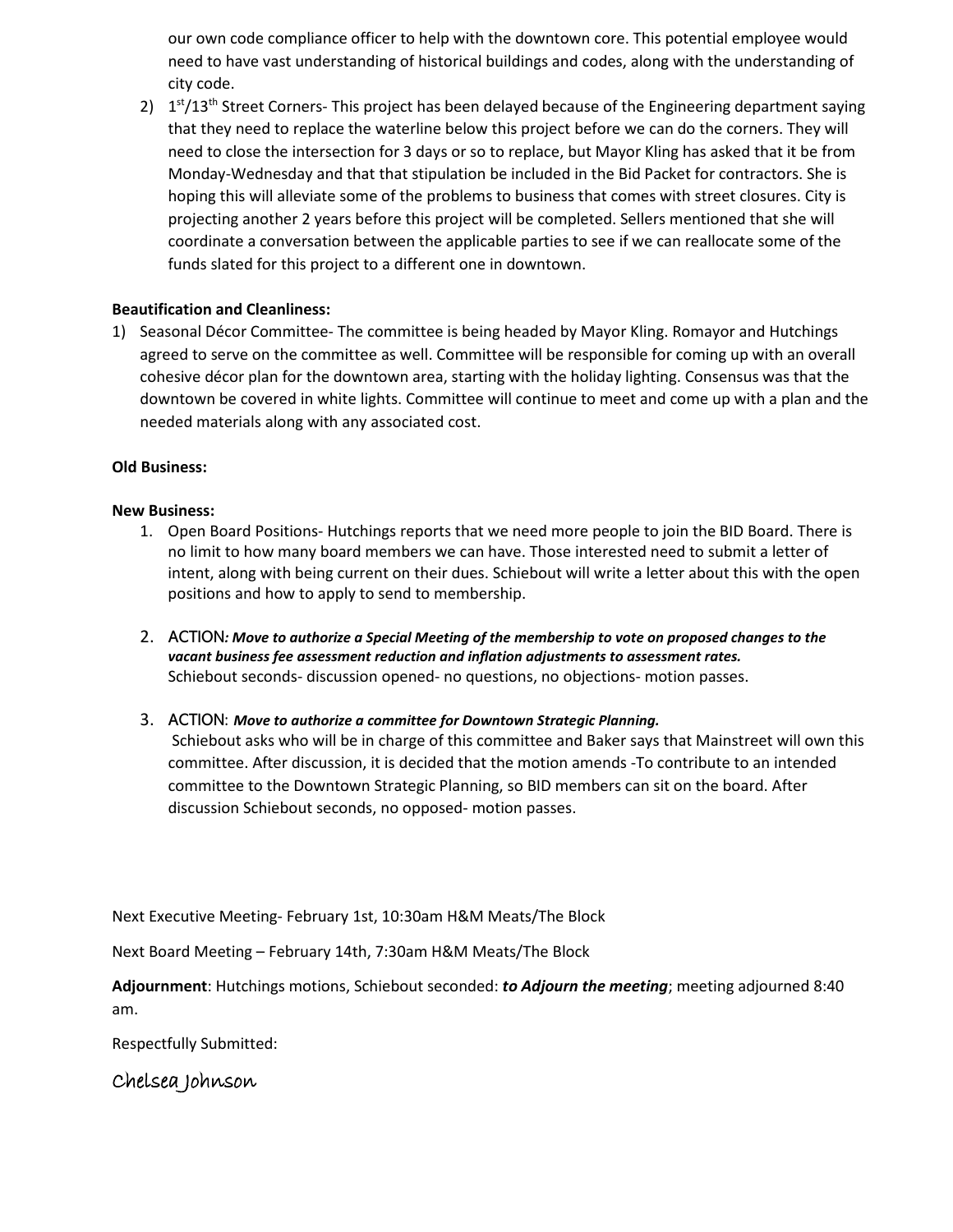our own code compliance officer to help with the downtown core. This potential employee would need to have vast understanding of historical buildings and codes, along with the understanding of city code.

2) 1st/13th Street Corners- This project has been delayed because of the Engineering department saying that they need to replace the waterline below this project before we can do the corners. They will need to close the intersection for 3 days or so to replace, but Mayor Kling has asked that it be from Monday-Wednesday and that that stipulation be included in the Bid Packet for contractors. She is hoping this will alleviate some of the problems to business that comes with street closures. City is projecting another 2 years before this project will be completed. Sellers mentioned that she will coordinate a conversation between the applicable parties to see if we can reallocate some of the funds slated for this project to a different one in downtown.

**Beautification and Cleanliness:**

1) Seasonal Décor Committee- The committee is being headed by Mayor Kling. Romayor and Hutchings agreed to serve on the committee as well. Committee will be responsible for coming up with an overall cohesive décor plan for the downtown area, starting with the holiday lighting. Consensus was that the downtown be covered in white lights. Committee will continue to meet and come up with a plan and the needed materials along with any associated cost.

**Old Business:**

**New Business:**

1. Open Board Positions- Hutchings reports that we need more people to join the BID Board. There is no limit to how many board members we can have. Those interested need to submit a letter of intent, along with being current on their dues. Schiebout will write a letter about this with the open positions and how to apply to send to membership.

2. ACTION***: Move to authorize a Special Meeting of the membership to vote on proposed changes to the vacant business fee assessment reduction and inflation adjustments to assessment rates.***
   Schiebout seconds- discussion opened- no questions, no objections- motion passes.

3. ACTION: ***Move to authorize a committee for Downtown Strategic Planning.***
   Schiebout asks who will be in charge of this committee and Baker says that Mainstreet will own this committee. After discussion, it is decided that the motion amends -To contribute to an intended committee to the Downtown Strategic Planning, so BID members can sit on the board. After discussion Schiebout seconds, no opposed- motion passes.

Next Executive Meeting- February 1st, 10:30am H&M Meats/The Block

Next Board Meeting – February 14th, 7:30am H&M Meats/The Block

**Adjournment**: Hutchings motions, Schiebout seconded: ***to Adjourn the meeting***; meeting adjourned 8:40 am.

Respectfully Submitted:

Chelsea Johnson